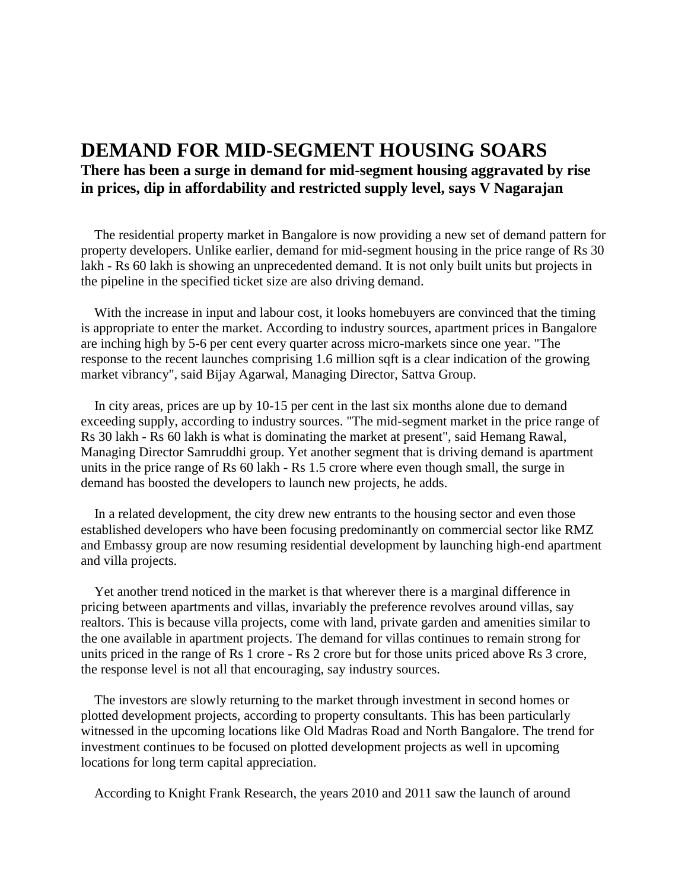# DEMAND FOR MID-SEGMENT HOUSING SOARS

**There has been a surge in demand for mid-segment housing aggravated by rise in prices, dip in affordability and restricted supply level, says V Nagarajan**

The residential property market in Bangalore is now providing a new set of demand pattern for property developers. Unlike earlier, demand for mid-segment housing in the price range of Rs 30 lakh - Rs 60 lakh is showing an unprecedented demand. It is not only built units but projects in the pipeline in the specified ticket size are also driving demand.

With the increase in input and labour cost, it looks homebuyers are convinced that the timing is appropriate to enter the market. According to industry sources, apartment prices in Bangalore are inching high by 5-6 per cent every quarter across micro-markets since one year. "The response to the recent launches comprising 1.6 million sqft is a clear indication of the growing market vibrancy", said Bijay Agarwal, Managing Director, Sattva Group.

In city areas, prices are up by 10-15 per cent in the last six months alone due to demand exceeding supply, according to industry sources. "The mid-segment market in the price range of Rs 30 lakh - Rs 60 lakh is what is dominating the market at present", said Hemang Rawal, Managing Director Samruddhi group. Yet another segment that is driving demand is apartment units in the price range of Rs 60 lakh - Rs 1.5 crore where even though small, the surge in demand has boosted the developers to launch new projects, he adds.

In a related development, the city drew new entrants to the housing sector and even those established developers who have been focusing predominantly on commercial sector like RMZ and Embassy group are now resuming residential development by launching high-end apartment and villa projects.

Yet another trend noticed in the market is that wherever there is a marginal difference in pricing between apartments and villas, invariably the preference revolves around villas, say realtors. This is because villa projects, come with land, private garden and amenities similar to the one available in apartment projects. The demand for villas continues to remain strong for units priced in the range of Rs 1 crore - Rs 2 crore but for those units priced above Rs 3 crore, the response level is not all that encouraging, say industry sources.

The investors are slowly returning to the market through investment in second homes or plotted development projects, according to property consultants. This has been particularly witnessed in the upcoming locations like Old Madras Road and North Bangalore. The trend for investment continues to be focused on plotted development projects as well in upcoming locations for long term capital appreciation.

According to Knight Frank Research, the years 2010 and 2011 saw the launch of around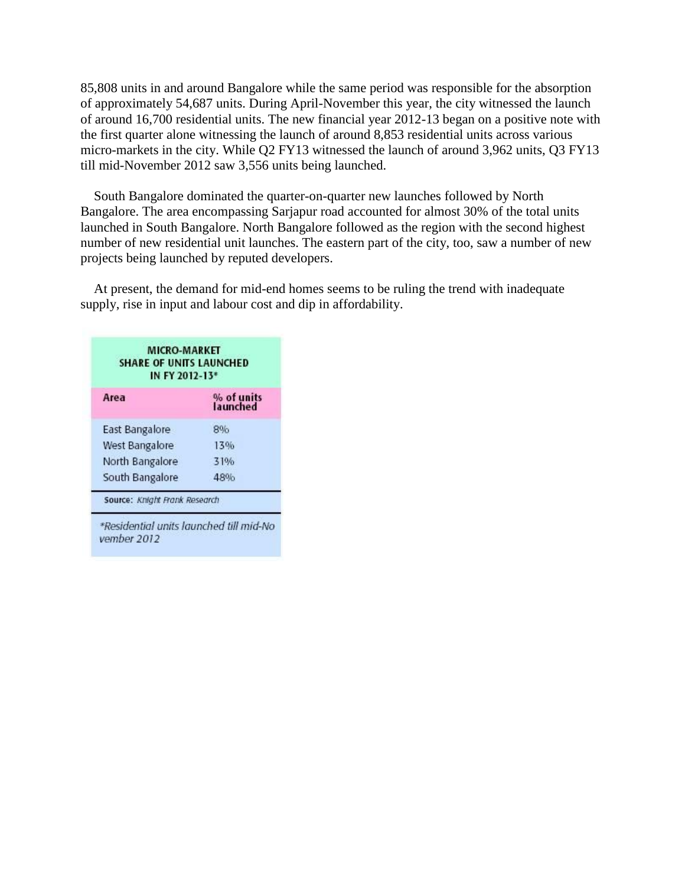85,808 units in and around Bangalore while the same period was responsible for the absorption of approximately 54,687 units. During April-November this year, the city witnessed the launch of around 16,700 residential units. The new financial year 2012-13 began on a positive note with the first quarter alone witnessing the launch of around 8,853 residential units across various micro-markets in the city. While Q2 FY13 witnessed the launch of around 3,962 units, Q3 FY13 till mid-November 2012 saw 3,556 units being launched.

South Bangalore dominated the quarter-on-quarter new launches followed by North Bangalore. The area encompassing Sarjapur road accounted for almost 30% of the total units launched in South Bangalore. North Bangalore followed as the region with the second highest number of new residential unit launches. The eastern part of the city, too, saw a number of new projects being launched by reputed developers.

At present, the demand for mid-end homes seems to be ruling the trend with inadequate supply, rise in input and labour cost and dip in affordability.

**MICRO-MARKET SHARE OF UNITS LAUNCHED IN FY 2012-13***

| Area | % of units launched |
| --- | --- |
| East Bangalore | 8% |
| West Bangalore | 13% |
| North Bangalore | 31% |
| South Bangalore | 48% |

**Source:** *Knight Frank Research*

*\*Residential units launched till mid-November 2012*